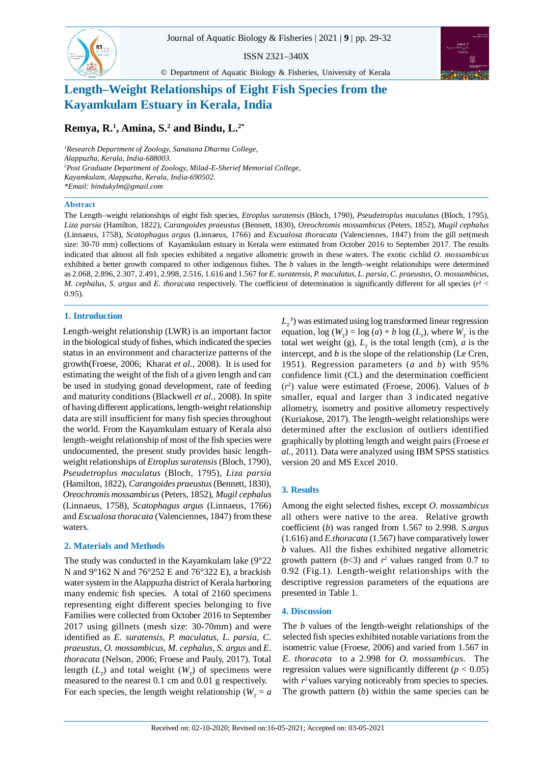# Length–Weight Relationships of Eight Fish Species from the Kayamkulam Estuary in Kerala, India

**Remya, R.[1], Amina, S.[2] and Bindu, L.[2*]**

*[1]Research Department of Zoology, Sanatana Dharma College, Alappuzha, Kerala, India-688003.*
*[2]Post Graduate Department of Zoology, Milad-E-Sherief Memorial College, Kayamkulam, Alappuzha, Kerala, India-690502.*
*\*Email: bindukylm@gmail.com*

## Abstract

The Length–weight relationships of eight fish species, *Etroplus suratensis* (Bloch, 1790), *Pseudetroplus maculatus* (Bloch, 1795), *Liza parsia* (Hamilton, 1822), *Carangoides praeustus* (Bennett, 1830), *Oreochromis mossambicus* (Peters, 1852), *Mugil cephalus* (Linnaeus, 1758), *Scatophagus argus* (Linnaeus, 1766) and *Escualosa thoracata* (Valenciennes, 1847) from the gill net(mesh size: 30-70 mm) collections of Kayamkulam estuary in Kerala were estimated from October 2016 to September 2017. The results indicated that almost all fish species exhibited a negative allometric growth in these waters. The exotic cichlid *O. mossambicus* exhibited a better growth compared to other indigenous fishes. The *b* values in the length–weight relationships were determined as 2.068, 2.896, 2.307, 2.491, 2.998, 2.516, 1.616 and 1.567 for *E. suratensis*, *P. maculatus*, *L. parsia*, *C. praeustus*, *O. mossambicus*, *M. cephalus*, *S. argus* and *E. thoracata* respectively. The coefficient of determination is significantly different for all species ($r^2 < 0.95$).

## 1. Introduction

Length-weight relationship (LWR) is an important factor in the biological study of fishes, which indicated the species status in an environment and characterize patterns of the growth(Froese, 2006; Kharat *et al.*, 2008). It is used for estimating the weight of the fish of a given length and can be used in studying gonad development, rate of feeding and maturity conditions (Blackwell *et al.*, 2008). In spite of having different applications, length-weight relationship data are still insufficient for many fish species throughout the world. From the Kayamkulam estuary of Kerala also length-weight relationship of most of the fish species were undocumented, the present study provides basic length-weight relationships of *Etroplus suratensis* (Bloch, 1790), *Pseudetroplus maculatus* (Bloch, 1795), *Liza parsia* (Hamilton, 1822), *Carangoides praeustus* (Bennett, 1830), *Oreochromis mossambicus* (Peters, 1852), *Mugil cephalus* (Linnaeus, 1758), *Scatophagus argus* (Linnaeus, 1766) and *Escualosa thoracata* (Valenciennes, 1847) from these waters.

## 2. Materials and Methods

The study was conducted in the Kayamkulam lake (9°22 N and 9°162 N and 76°252 E and 76°322 E), a brackish water system in the Alappuzha district of Kerala harboring many endemic fish species. A total of 2160 specimens representing eight different species belonging to five Families were collected from October 2016 to September 2017 using gillnets (mesh size: 30-70mm) and were identified as *E. suratensis*, *P. maculatus*, *L. parsia*, *C. praeustus*, *O. mossambicus*, *M. cephalus*, *S. argus* and *E. thoracata* (Nelson, 2006; Froese and Pauly, 2017). Total length ($L_T$) and total weight ($W_T$) of specimens were measured to the nearest 0.1 cm and 0.01 g respectively. For each species, the length weight relationship ($W_T = a L_T^{\,b}$) was estimated using log transformed linear regression equation, $\log (W_T) = \log (a) + b \log (L_T)$, where $W_T$ is the total wet weight (g), $L_T$ is the total length (cm), $a$ is the intercept, and $b$ is the slope of the relationship (Le Cren, 1951). Regression parameters ($a$ and $b$) with 95% confidence limit (CL) and the determination coefficient ($r^2$) value were estimated (Froese, 2006). Values of $b$ smaller, equal and larger than 3 indicated negative allometry, isometry and positive allometry respectively (Kuriakose, 2017). The length-weight relationships were determined after the exclusion of outliers identified graphically by plotting length and weight pairs (Froese *et al.*, 2011). Data were analyzed using IBM SPSS statistics version 20 and MS Excel 2010.

## 3. Results

Among the eight selected fishes, except *O. mossambicus* all others were native to the area. Relative growth coefficient ($b$) was ranged from 1.567 to 2.998. *S.argus* (1.616) and *E.thoracata* (1.567) have comparatively lower $b$ values. All the fishes exhibited negative allometric growth pattern ($b<3$) and $r^2$ values ranged from 0.7 to 0.92 (Fig.1). Length-weight relationships with the descriptive regression parameters of the equations are presented in Table 1.

## 4. Discussion

The $b$ values of the length-weight relationships of the selected fish species exhibited notable variations from the isometric value (Froese, 2006) and varied from 1.567 for *E. thoracata* to a 2.998 for *O. mossambicus*. The regression values were significantly different ($p < 0.05$) with $r^2$ values varying noticeably from species to species. The growth pattern ($b$) within the same species can be

Received on: 02-10-2020; Revised on:16-05-2021; Accepted on: 03-05-2021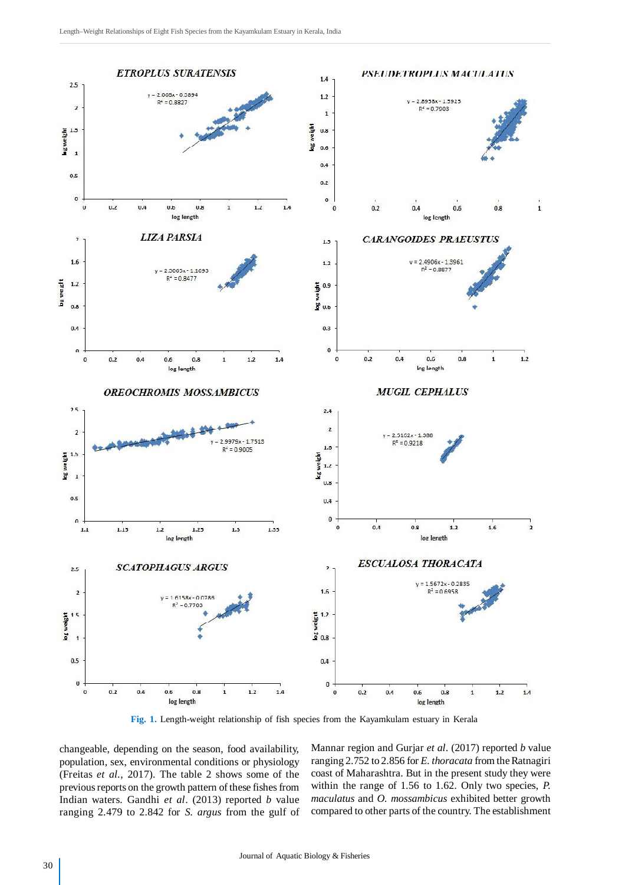Fig. 1. Length-weight relationship of fish species from the Kayamkulam estuary in Kerala

changeable, depending on the season, food availability, population, sex, environmental conditions or physiology (Freitas *et al.*, 2017). The table 2 shows some of the previous reports on the growth pattern of these fishes from Indian waters. Gandhi *et al*. (2013) reported *b* value ranging 2.479 to 2.842 for *S. argus* from the gulf of Mannar region and Gurjar *et al*. (2017) reported *b* value ranging 2.752 to 2.856 for *E. thoracata* from the Ratnagiri coast of Maharashtra. But in the present study they were within the range of 1.56 to 1.62. Only two species, *P. maculatus* and *O. mossambicus* exhibited better growth compared to other parts of the country. The establishment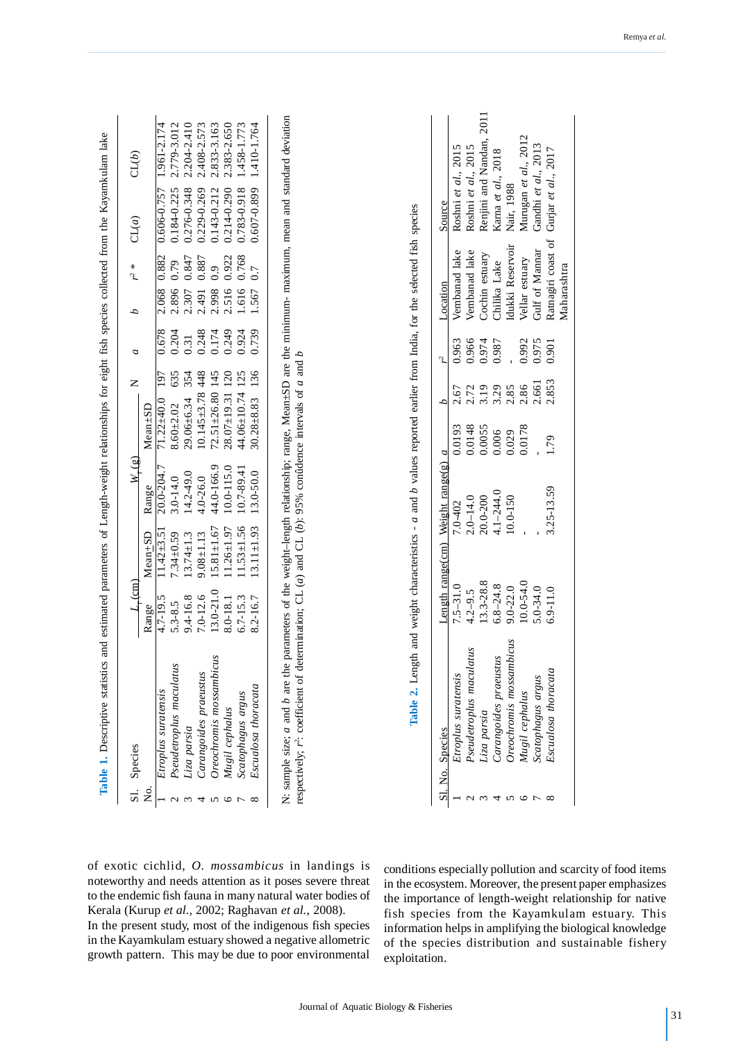**Table 1.** Descriptive statistics and estimated parameters of Length-weight relationships for eight fish species collected from the Kayamkulam lake

| Sl. No. | Species | $L_T$ (cm) | | $W_T$ (g) | | N | $a$ | $b$ | $r^2$ * | CL($a$) | CL($b$) |
|---|---|---|---|---|---|---|---|---|---|---|---|
| | | Range | Mean±SD | Range | Mean±SD | | | | | | |
| 1 | *Etroplus suratensis* | 4.7-19.5 | 11.42±3.51 | 20.0-204.7 | 71.22±40.0 | 197 | 0.678 | 2.068 | 0.882 | 0.606-0.757 | 1.961-2.174 |
| 2 | *Pseudetroplus maculatus* | 5.3-8.5 | 7.34±0.59 | 3.0-14.0 | 8.60±2.02 | 635 | 0.204 | 2.896 | 0.79 | 0.184-0.225 | 2.779-3.012 |
| 3 | *Liza parsia* | 9.4-16.8 | 13.74±1.3 | 14.2-49.0 | 29.06±6.34 | 354 | 0.31 | 2.307 | 0.847 | 0.276-0.348 | 2.204-2.410 |
| 4 | *Carangoides praeustus* | 7.0-12.6 | 9.08±1.13 | 4.0-26.0 | 10.145±3.78 | 448 | 0.248 | 2.491 | 0.887 | 0.229-0.269 | 2.408-2.573 |
| 5 | *Oreochromis mossambicus* | 13.0-21.0 | 15.81±1.67 | 44.0-166.9 | 72.51±26.80 | 145 | 0.174 | 2.998 | 0.9 | 0.143-0.212 | 2.833-3.163 |
| 6 | *Mugil cephalus* | 8.0-18.1 | 11.26±1.97 | 10.0-115.0 | 28.07±19.31 | 120 | 0.249 | 2.516 | 0.922 | 0.214-0.290 | 2.383-2.650 |
| 7 | *Scatophagus argus* | 6.7-15.3 | 11.53±1.56 | 10.7-89.41 | 44.06±10.74 | 125 | 0.924 | 1.616 | 0.768 | 0.783-0.918 | 1.458-1.773 |
| 8 | *Escualosa thoracata* | 8.2-16.7 | 13.11±1.93 | 13.0-50.0 | 30.28±8.83 | 136 | 0.739 | 1.567 | 0.7 | 0.607-0.899 | 1.410-1.764 |

N: sample size; $a$ and $b$ are the parameters of the weight–length relationship; range, Mean±SD are the minimum- maximum, mean and standard deviation respectively; $r^2$: coefficient of determination; CL ($a$) and CL ($b$): 95% confidence intervals of $a$ and $b$

**Table 2.** Length and weight characteristics - $a$ and $b$ values reported earlier from India, for the selected fish species

| Sl. No. | Species | Length range(cm) | Weight range(g) | $a$ | $b$ | $r^2$ | Location | Source |
|---|---|---|---|---|---|---|---|---|
| 1 | *Etroplus suratensis* | 7.5–31.0 | 7.0-402 | 0.0193 | 2.67 | 0.963 | Vembanad lake | Roshni *et al.*, 2015 |
| 2 | *Pseudetroplus maculatus* | 4.2–9.5 | 2.0–14.0 | 0.0148 | 2.72 | 0.966 | Vembanad lake | Roshni *et al.*, 2015 |
| 3 | *Liza parsia* | 13.3-28.8 | 20.0-200 | 0.0055 | 3.19 | 0.974 | Cochin estuary | Renjini and Nandan, 2011 |
| 4 | *Carangoides praeustus* | 6.8–24.8 | 4.1–244.0 | 0.006 | 3.29 | 0.987 | Chilika Lake | Karna *et al.*, 2018 |
| 5 | *Oreochromis mossambicus* | 9.0-22.0 | 10.0-150 | 0.029 | 2.85 | - | Idukki Reservoir | Nair, 1988 |
| 6 | *Mugil cephalus* | 10.0-54.0 | - | 0.0178 | 2.86 | 0.992 | Vellar estuary | Murugan *et al.*, 2012 |
| 7 | *Scatophagus argus* | 5.0-34.0 | - | - | 2.661 | 0.975 | Gulf of Mannar | Gandhi *et al.*, 2013 |
| 8 | *Escualosa thoracata* | 6.9-11.0 | 3.25-13.59 | 1.79 | 2.853 | 0.901 | Ratnagiri coast of Maharashtra | Gurjar *et al.*, 2017 |

of exotic cichlid, *O. mossambicus* in landings is noteworthy and needs attention as it poses severe threat to the endemic fish fauna in many natural water bodies of Kerala (Kurup *et al.,* 2002; Raghavan *et al.,* 2008).

In the present study, most of the indigenous fish species in the Kayamkulam estuary showed a negative allometric growth pattern. This may be due to poor environmental conditions especially pollution and scarcity of food items in the ecosystem. Moreover, the present paper emphasizes the importance of length-weight relationship for native fish species from the Kayamkulam estuary. This information helps in amplifying the biological knowledge of the species distribution and sustainable fishery exploitation.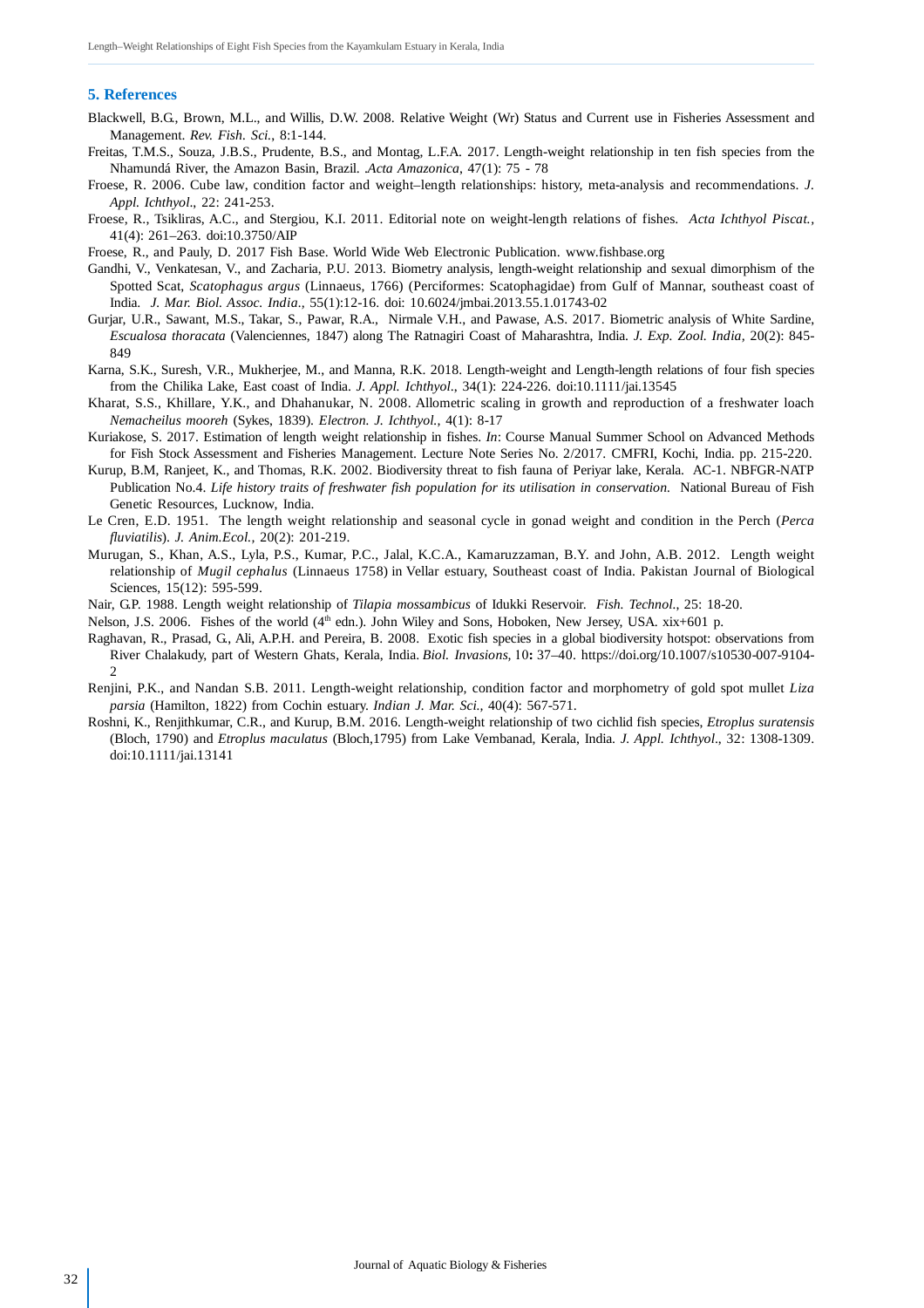## 5. References

Blackwell, B.G., Brown, M.L., and Willis, D.W. 2008. Relative Weight (Wr) Status and Current use in Fisheries Assessment and Management. *Rev. Fish. Sci.*, 8:1-144.

Freitas, T.M.S., Souza, J.B.S., Prudente, B.S., and Montag, L.F.A. 2017. Length-weight relationship in ten fish species from the Nhamundá River, the Amazon Basin, Brazil. .*Acta Amazonica*, 47(1): 75 - 78

Froese, R. 2006. Cube law, condition factor and weight–length relationships: history, meta-analysis and recommendations. *J. Appl. Ichthyol*., 22: 241-253.

Froese, R., Tsikliras, A.C., and Stergiou, K.I. 2011. Editorial note on weight-length relations of fishes. *Acta Ichthyol Piscat.*, 41(4): 261–263. doi:10.3750/AIP

Froese, R., and Pauly, D. 2017 Fish Base. World Wide Web Electronic Publication. www.fishbase.org

Gandhi, V., Venkatesan, V., and Zacharia, P.U. 2013. Biometry analysis, length-weight relationship and sexual dimorphism of the Spotted Scat, *Scatophagus argus* (Linnaeus, 1766) (Perciformes: Scatophagidae) from Gulf of Mannar, southeast coast of India. *J. Mar. Biol. Assoc. India.*, 55(1):12-16. doi: 10.6024/jmbai.2013.55.1.01743-02

Gurjar, U.R., Sawant, M.S., Takar, S., Pawar, R.A., Nirmale V.H., and Pawase, A.S. 2017. Biometric analysis of White Sardine, *Escualosa thoracata* (Valenciennes, 1847) along The Ratnagiri Coast of Maharashtra, India. *J. Exp. Zool. India*, 20(2): 845-849

Karna, S.K., Suresh, V.R., Mukherjee, M., and Manna, R.K. 2018. Length-weight and Length-length relations of four fish species from the Chilika Lake, East coast of India. *J. Appl. Ichthyol*., 34(1): 224-226. doi:10.1111/jai.13545

Kharat, S.S., Khillare, Y.K., and Dhahanukar, N. 2008. Allometric scaling in growth and reproduction of a freshwater loach *Nemacheilus mooreh* (Sykes, 1839). *Electron. J. Ichthyol.*, 4(1): 8-17

Kuriakose, S. 2017. Estimation of length weight relationship in fishes. *In*: Course Manual Summer School on Advanced Methods for Fish Stock Assessment and Fisheries Management. Lecture Note Series No. 2/2017. CMFRI, Kochi, India. pp. 215-220.

Kurup, B.M, Ranjeet, K., and Thomas, R.K. 2002. Biodiversity threat to fish fauna of Periyar lake, Kerala. AC-1. NBFGR-NATP Publication No.4. *Life history traits of freshwater fish population for its utilisation in conservation.* National Bureau of Fish Genetic Resources, Lucknow, India.

Le Cren, E.D. 1951. The length weight relationship and seasonal cycle in gonad weight and condition in the Perch (*Perca fluviatilis*). *J. Anim.Ecol.*, 20(2): 201-219.

Murugan, S., Khan, A.S., Lyla, P.S., Kumar, P.C., Jalal, K.C.A., Kamaruzzaman, B.Y. and John, A.B. 2012. Length weight relationship of *Mugil cephalus* (Linnaeus 1758) in Vellar estuary, Southeast coast of India. Pakistan Journal of Biological Sciences, 15(12): 595-599.

Nair, G.P. 1988. Length weight relationship of *Tilapia mossambicus* of Idukki Reservoir. *Fish. Technol.*, 25: 18-20.

Nelson, J.S. 2006. Fishes of the world (4th edn.). John Wiley and Sons, Hoboken, New Jersey, USA. xix+601 p.

Raghavan, R., Prasad, G., Ali, A.P.H. and Pereira, B. 2008. Exotic fish species in a global biodiversity hotspot: observations from River Chalakudy, part of Western Ghats, Kerala, India. *Biol. Invasions*, 10**:** 37–40. https://doi.org/10.1007/s10530-007-9104-2

Renjini, P.K., and Nandan S.B. 2011. Length-weight relationship, condition factor and morphometry of gold spot mullet *Liza parsia* (Hamilton, 1822) from Cochin estuary. *Indian J. Mar. Sci.*, 40(4): 567-571.

Roshni, K., Renjithkumar, C.R., and Kurup, B.M. 2016. Length-weight relationship of two cichlid fish species, *Etroplus suratensis* (Bloch, 1790) and *Etroplus maculatus* (Bloch,1795) from Lake Vembanad, Kerala, India. *J. Appl. Ichthyol*., 32: 1308-1309. doi:10.1111/jai.13141